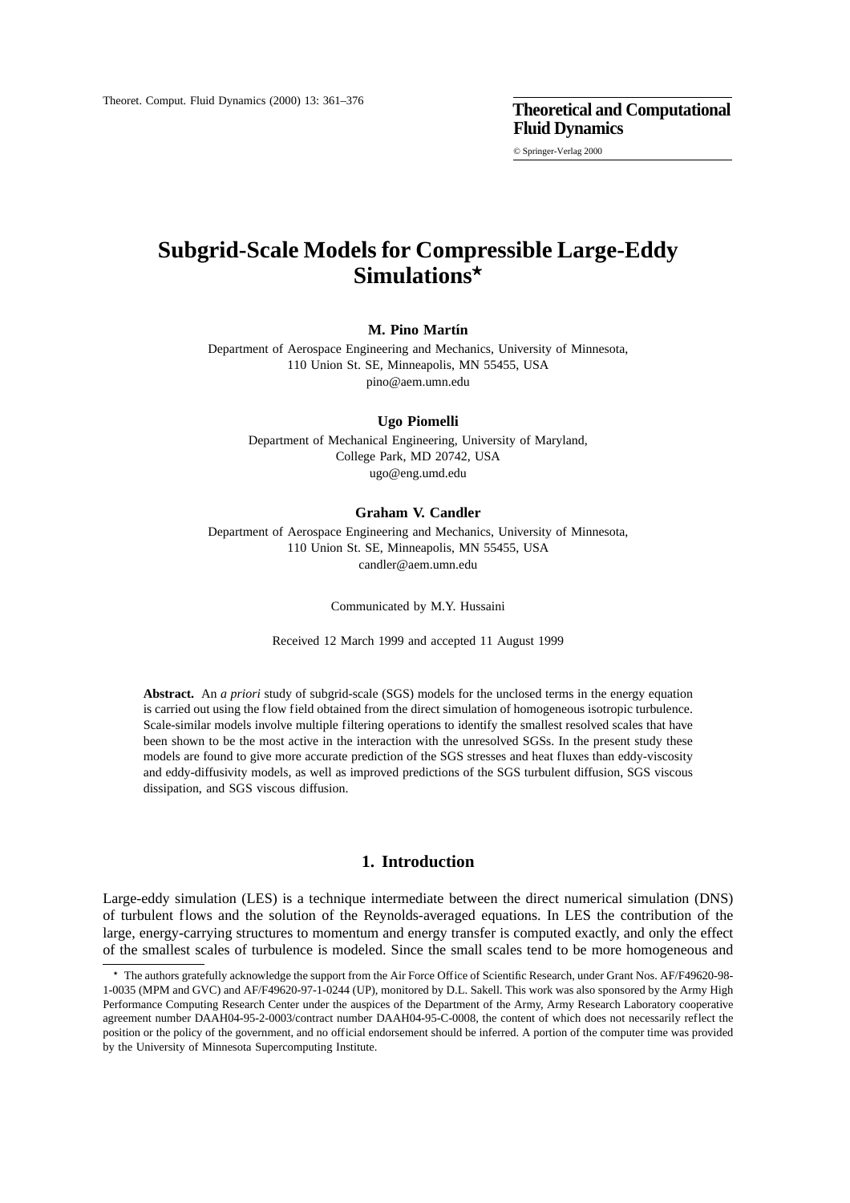# Subgrid-Scale Models for Compressible Large-Eddy Simulations*

**M. Pino Martín**

Department of Aerospace Engineering and Mechanics, University of Minnesota,
110 Union St. SE, Minneapolis, MN 55455, USA
pino@aem.umn.edu

**Ugo Piomelli**

Department of Mechanical Engineering, University of Maryland,
College Park, MD 20742, USA
ugo@eng.umd.edu

**Graham V. Candler**

Department of Aerospace Engineering and Mechanics, University of Minnesota,
110 Union St. SE, Minneapolis, MN 55455, USA
candler@aem.umn.edu

Communicated by M.Y. Hussaini

Received 12 March 1999 and accepted 11 August 1999

**Abstract.** An *a priori* study of subgrid-scale (SGS) models for the unclosed terms in the energy equation is carried out using the flow field obtained from the direct simulation of homogeneous isotropic turbulence. Scale-similar models involve multiple filtering operations to identify the smallest resolved scales that have been shown to be the most active in the interaction with the unresolved SGSs. In the present study these models are found to give more accurate prediction of the SGS stresses and heat fluxes than eddy-viscosity and eddy-diffusivity models, as well as improved predictions of the SGS turbulent diffusion, SGS viscous dissipation, and SGS viscous diffusion.

## 1. Introduction

Large-eddy simulation (LES) is a technique intermediate between the direct numerical simulation (DNS) of turbulent flows and the solution of the Reynolds-averaged equations. In LES the contribution of the large, energy-carrying structures to momentum and energy transfer is computed exactly, and only the effect of the smallest scales of turbulence is modeled. Since the small scales tend to be more homogeneous and

* The authors gratefully acknowledge the support from the Air Force Office of Scientific Research, under Grant Nos. AF/F49620-98-1-0035 (MPM and GVC) and AF/F49620-97-1-0244 (UP), monitored by D.L. Sakell. This work was also sponsored by the Army High Performance Computing Research Center under the auspices of the Department of the Army, Army Research Laboratory cooperative agreement number DAAH04-95-2-0003/contract number DAAH04-95-C-0008, the content of which does not necessarily reflect the position or the policy of the government, and no official endorsement should be inferred. A portion of the computer time was provided by the University of Minnesota Supercomputing Institute.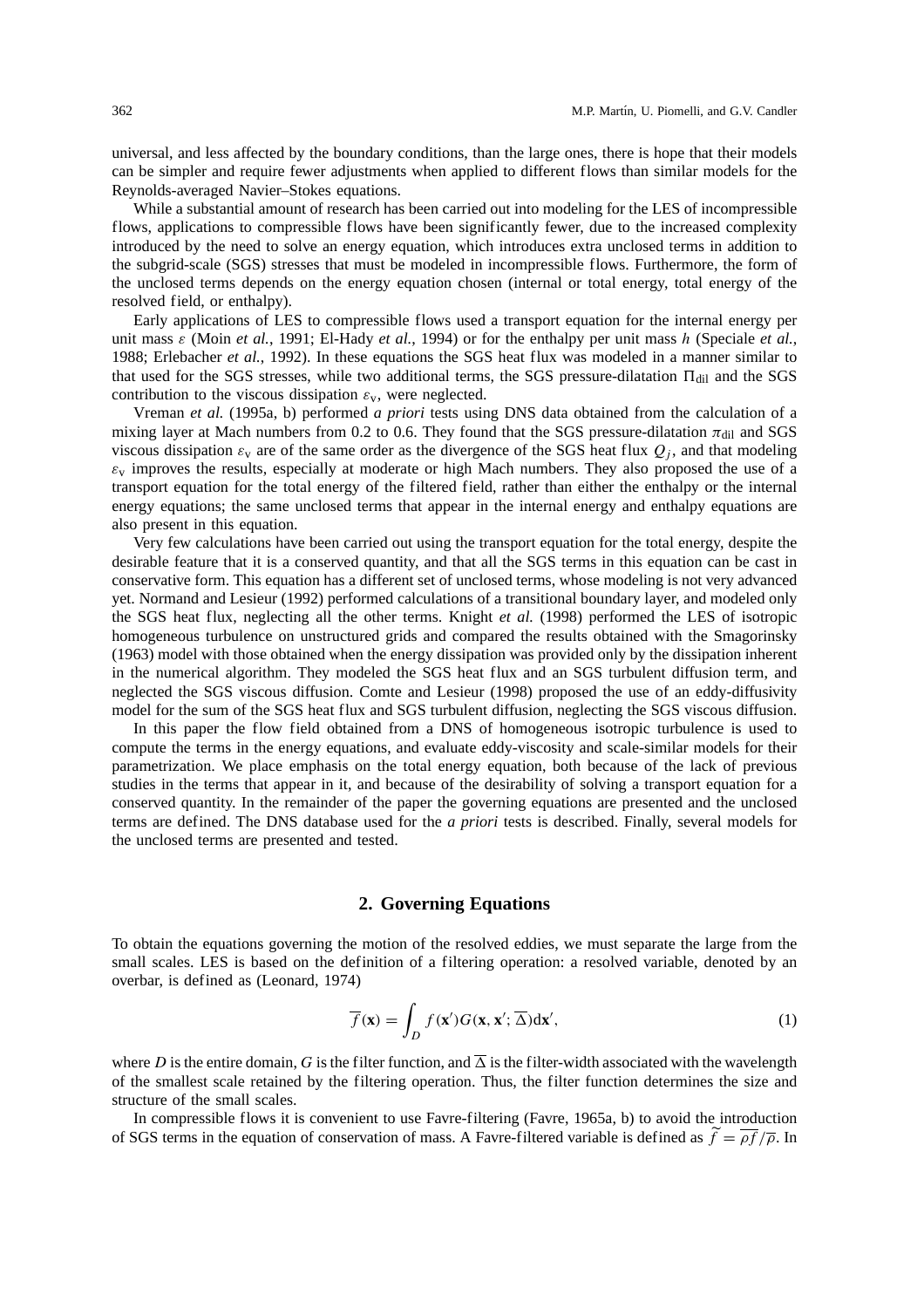universal, and less affected by the boundary conditions, than the large ones, there is hope that their models can be simpler and require fewer adjustments when applied to different flows than similar models for the Reynolds-averaged Navier–Stokes equations.

While a substantial amount of research has been carried out into modeling for the LES of incompressible flows, applications to compressible flows have been significantly fewer, due to the increased complexity introduced by the need to solve an energy equation, which introduces extra unclosed terms in addition to the subgrid-scale (SGS) stresses that must be modeled in incompressible flows. Furthermore, the form of the unclosed terms depends on the energy equation chosen (internal or total energy, total energy of the resolved field, or enthalpy).

Early applications of LES to compressible flows used a transport equation for the internal energy per unit mass $\varepsilon$ (Moin *et al.*, 1991; El-Hady *et al.*, 1994) or for the enthalpy per unit mass $h$ (Speciale *et al.*, 1988; Erlebacher *et al.*, 1992). In these equations the SGS heat flux was modeled in a manner similar to that used for the SGS stresses, while two additional terms, the SGS pressure-dilatation $\Pi_{\rm dil}$ and the SGS contribution to the viscous dissipation $\varepsilon_{\rm v}$, were neglected.

Vreman *et al.* (1995a, b) performed *a priori* tests using DNS data obtained from the calculation of a mixing layer at Mach numbers from 0.2 to 0.6. They found that the SGS pressure-dilatation $\pi_{\rm dil}$ and SGS viscous dissipation $\varepsilon_{\rm v}$ are of the same order as the divergence of the SGS heat flux $Q_j$, and that modeling $\varepsilon_{\rm v}$ improves the results, especially at moderate or high Mach numbers. They also proposed the use of a transport equation for the total energy of the filtered field, rather than either the enthalpy or the internal energy equations; the same unclosed terms that appear in the internal energy and enthalpy equations are also present in this equation.

Very few calculations have been carried out using the transport equation for the total energy, despite the desirable feature that it is a conserved quantity, and that all the SGS terms in this equation can be cast in conservative form. This equation has a different set of unclosed terms, whose modeling is not very advanced yet. Normand and Lesieur (1992) performed calculations of a transitional boundary layer, and modeled only the SGS heat flux, neglecting all the other terms. Knight *et al.* (1998) performed the LES of isotropic homogeneous turbulence on unstructured grids and compared the results obtained with the Smagorinsky (1963) model with those obtained when the energy dissipation was provided only by the dissipation inherent in the numerical algorithm. They modeled the SGS heat flux and an SGS turbulent diffusion term, and neglected the SGS viscous diffusion. Comte and Lesieur (1998) proposed the use of an eddy-diffusivity model for the sum of the SGS heat flux and SGS turbulent diffusion, neglecting the SGS viscous diffusion.

In this paper the flow field obtained from a DNS of homogeneous isotropic turbulence is used to compute the terms in the energy equations, and evaluate eddy-viscosity and scale-similar models for their parametrization. We place emphasis on the total energy equation, both because of the lack of previous studies in the terms that appear in it, and because of the desirability of solving a transport equation for a conserved quantity. In the remainder of the paper the governing equations are presented and the unclosed terms are defined. The DNS database used for the *a priori* tests is described. Finally, several models for the unclosed terms are presented and tested.

## 2. Governing Equations

To obtain the equations governing the motion of the resolved eddies, we must separate the large from the small scales. LES is based on the definition of a filtering operation: a resolved variable, denoted by an overbar, is defined as (Leonard, 1974)

$$\overline{f}(\mathbf{x}) = \int_D f(\mathbf{x}')G(\mathbf{x},\mathbf{x}';\overline{\Delta})\mathrm{d}\mathbf{x}', \tag{1}$$

where $D$ is the entire domain, $G$ is the filter function, and $\overline{\Delta}$ is the filter-width associated with the wavelength of the smallest scale retained by the filtering operation. Thus, the filter function determines the size and structure of the small scales.

In compressible flows it is convenient to use Favre-filtering (Favre, 1965a, b) to avoid the introduction of SGS terms in the equation of conservation of mass. A Favre-filtered variable is defined as $\widetilde{f} = \overline{\rho f}/\overline{\rho}$. In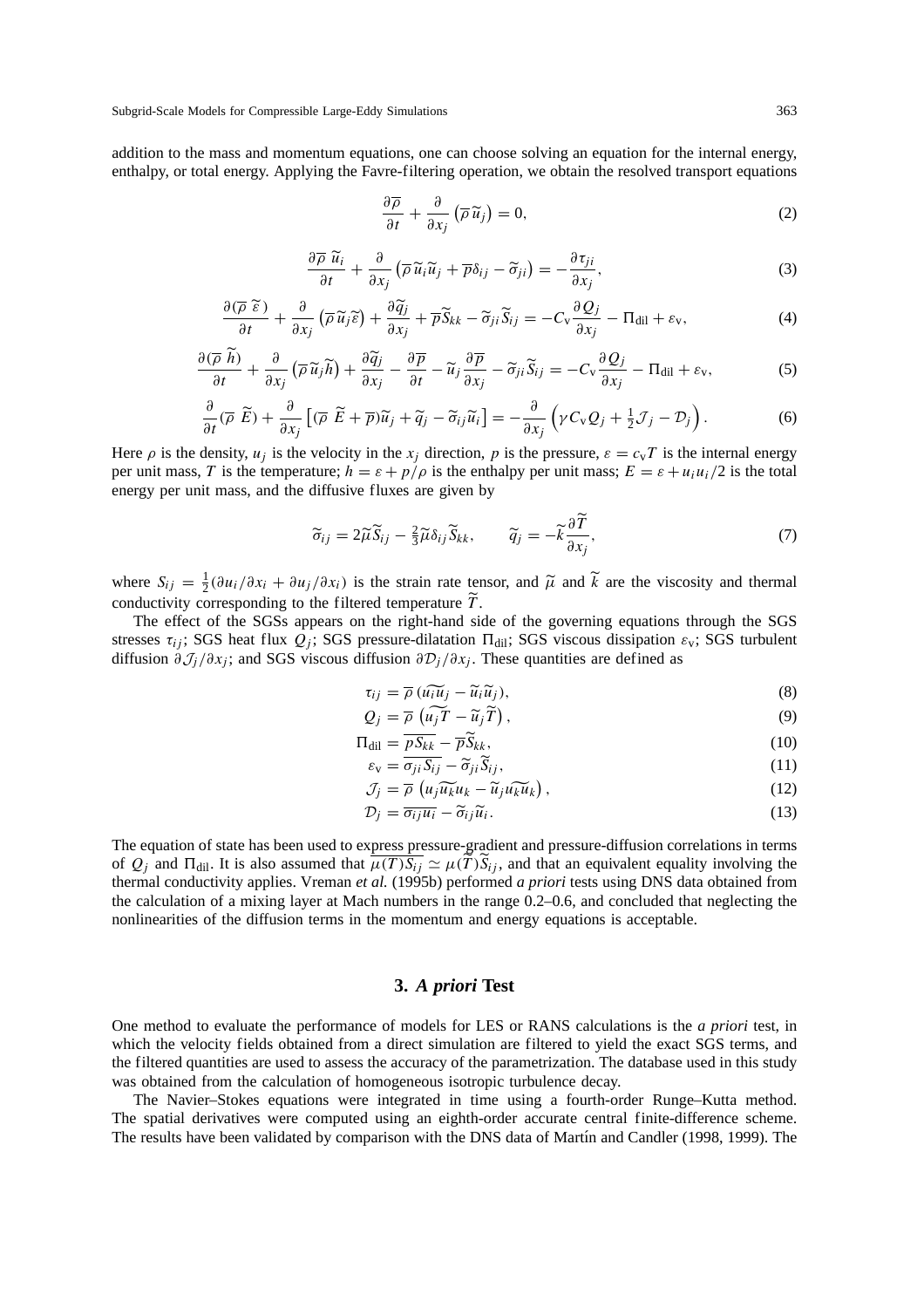addition to the mass and momentum equations, one can choose solving an equation for the internal energy, enthalpy, or total energy. Applying the Favre-filtering operation, we obtain the resolved transport equations

$$\frac{\partial \overline{\rho}}{\partial t} + \frac{\partial}{\partial x_j}\left(\overline{\rho}\,\widetilde{u}_j\right) = 0, \tag{2}$$

$$\frac{\partial \overline{\rho}\,\widetilde{u}_i}{\partial t} + \frac{\partial}{\partial x_j}\left(\overline{\rho}\,\widetilde{u}_i\widetilde{u}_j + \overline{p}\delta_{ij} - \widetilde{\sigma}_{ji}\right) = -\frac{\partial \tau_{ji}}{\partial x_j}, \tag{3}$$

$$\frac{\partial(\overline{\rho}\,\widetilde{\varepsilon})}{\partial t} + \frac{\partial}{\partial x_j}\left(\overline{\rho}\,\widetilde{u}_j\widetilde{\varepsilon}\right) + \frac{\partial \widetilde{q}_j}{\partial x_j} + \overline{p}\widetilde{S}_{kk} - \widetilde{\sigma}_{ji}\widetilde{S}_{ij} = -C_{\text{v}}\frac{\partial Q_j}{\partial x_j} - \Pi_{\text{dil}} + \varepsilon_{\text{v}}, \tag{4}$$

$$\frac{\partial(\overline{\rho}\,\widetilde{h})}{\partial t} + \frac{\partial}{\partial x_j}\left(\overline{\rho}\,\widetilde{u}_j\widetilde{h}\right) + \frac{\partial \widetilde{q}_j}{\partial x_j} - \frac{\partial \overline{p}}{\partial t} - \widetilde{u}_j\frac{\partial \overline{p}}{\partial x_j} - \widetilde{\sigma}_{ji}\widetilde{S}_{ij} = -C_{\text{v}}\frac{\partial Q_j}{\partial x_j} - \Pi_{\text{dil}} + \varepsilon_{\text{v}}, \tag{5}$$

$$\frac{\partial}{\partial t}(\overline{\rho}\,\widetilde{E}) + \frac{\partial}{\partial x_j}\left[(\overline{\rho}\,\widetilde{E} + \overline{p})\widetilde{u}_j + \widetilde{q}_j - \widetilde{\sigma}_{ij}\widetilde{u}_i\right] = -\frac{\partial}{\partial x_j}\left(\gamma C_{\text{v}}Q_j + \tfrac{1}{2}\mathcal{J}_j - \mathcal{D}_j\right). \tag{6}$$

Here $\rho$ is the density, $u_j$ is the velocity in the $x_j$ direction, $p$ is the pressure, $\varepsilon = c_{\text{v}}T$ is the internal energy per unit mass, $T$ is the temperature; $h = \varepsilon + p/\rho$ is the enthalpy per unit mass; $E = \varepsilon + u_iu_i/2$ is the total energy per unit mass, and the diffusive fluxes are given by

$$\widetilde{\sigma}_{ij} = 2\widetilde{\mu}\widetilde{S}_{ij} - \tfrac{2}{3}\widetilde{\mu}\delta_{ij}\widetilde{S}_{kk}, \qquad \widetilde{q}_j = -\widetilde{k}\frac{\partial \widetilde{T}}{\partial x_j}, \tag{7}$$

where $S_{ij} = \frac{1}{2}(\partial u_i/\partial x_i + \partial u_j/\partial x_i)$ is the strain rate tensor, and $\widetilde{\mu}$ and $\widetilde{k}$ are the viscosity and thermal conductivity corresponding to the filtered temperature $\widetilde{T}$.

The effect of the SGSs appears on the right-hand side of the governing equations through the SGS stresses $\tau_{ij}$; SGS heat flux $Q_j$; SGS pressure-dilatation $\Pi_{\text{dil}}$; SGS viscous dissipation $\varepsilon_{\text{v}}$; SGS turbulent diffusion $\partial\mathcal{J}_j/\partial x_j$; and SGS viscous diffusion $\partial\mathcal{D}_j/\partial x_j$. These quantities are defined as

$$\tau_{ij} = \overline{\rho}\,(\widetilde{u_iu_j} - \widetilde{u}_i\widetilde{u}_j), \tag{8}$$

$$Q_j = \overline{\rho}\,\left(\widetilde{u_jT} - \widetilde{u}_j\widetilde{T}\right), \tag{9}$$

$$\Pi_{\text{dil}} = \overline{pS_{kk}} - \overline{p}\widetilde{S}_{kk}, \tag{10}$$

$$\varepsilon_{\text{v}} = \overline{\sigma_{ji}S_{ij}} - \widetilde{\sigma}_{ji}\widetilde{S}_{ij}, \tag{11}$$

$$\mathcal{J}_j = \overline{\rho}\,\left(\widetilde{u_ju_ku_k} - \widetilde{u}_j\widetilde{u_ku_k}\right), \tag{12}$$

$$\mathcal{D}_j = \overline{\sigma_{ij}u_i} - \widetilde{\sigma}_{ij}\widetilde{u}_i. \tag{13}$$

The equation of state has been used to express pressure-gradient and pressure-diffusion correlations in terms of $Q_j$ and $\Pi_{\text{dil}}$. It is also assumed that $\overline{\mu(T)S_{ij}} \simeq \mu(\widetilde{T})\widetilde{S}_{ij}$, and that an equivalent equality involving the thermal conductivity applies. Vreman *et al.* (1995b) performed *a priori* tests using DNS data obtained from the calculation of a mixing layer at Mach numbers in the range 0.2–0.6, and concluded that neglecting the nonlinearities of the diffusion terms in the momentum and energy equations is acceptable.

## 3. *A priori* Test

One method to evaluate the performance of models for LES or RANS calculations is the *a priori* test, in which the velocity fields obtained from a direct simulation are filtered to yield the exact SGS terms, and the filtered quantities are used to assess the accuracy of the parametrization. The database used in this study was obtained from the calculation of homogeneous isotropic turbulence decay.

The Navier–Stokes equations were integrated in time using a fourth-order Runge–Kutta method. The spatial derivatives were computed using an eighth-order accurate central finite-difference scheme. The results have been validated by comparison with the DNS data of Martín and Candler (1998, 1999). The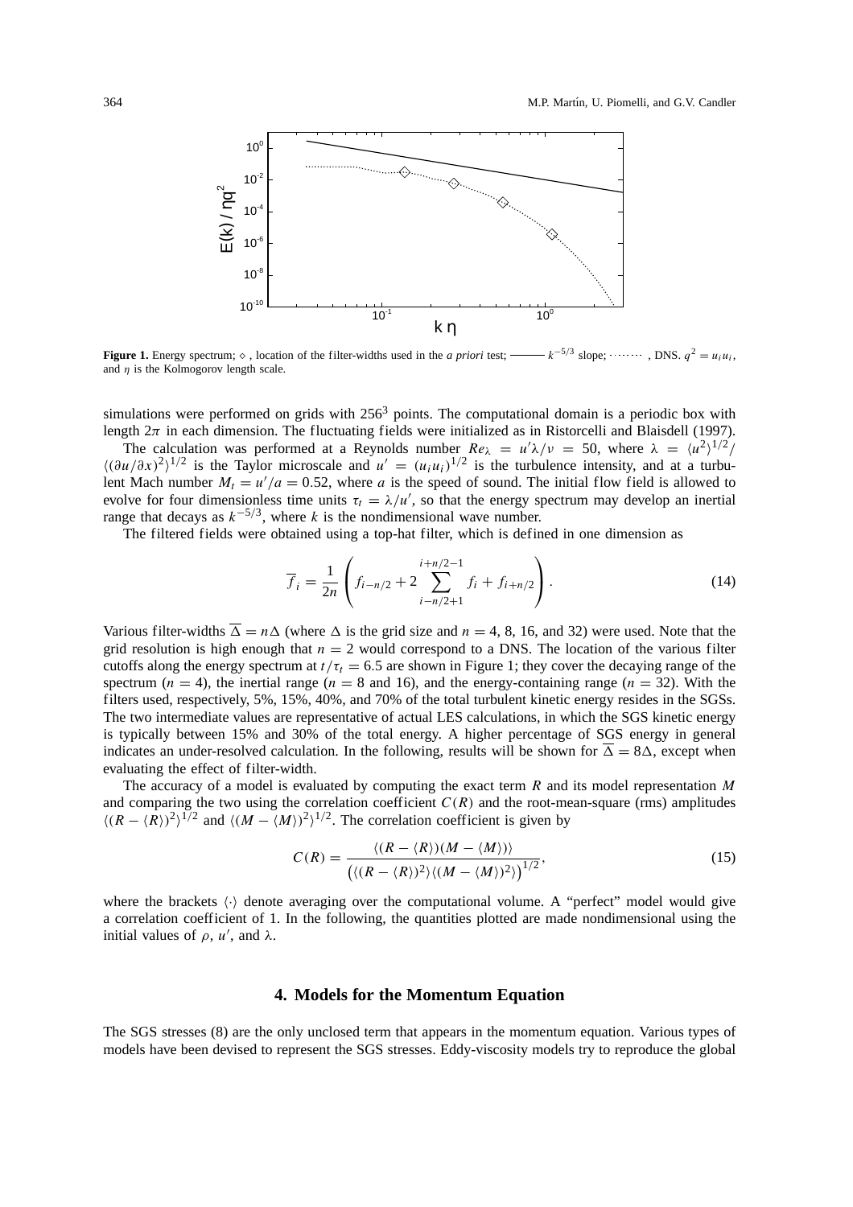**Figure 1.** Energy spectrum; $\diamond$, location of the filter-widths used in the *a priori* test; ——— $k^{-5/3}$ slope; ········, DNS. $q^2 = u_i u_i$, and $\eta$ is the Kolmogorov length scale.

simulations were performed on grids with $256^3$ points. The computational domain is a periodic box with length $2\pi$ in each dimension. The fluctuating fields were initialized as in Ristorcelli and Blaisdell (1997).

The calculation was performed at a Reynolds number $Re_\lambda = u'\lambda/\nu = 50$, where $\lambda = \langle u^2 \rangle^{1/2} / \langle (\partial u/\partial x)^2 \rangle^{1/2}$ is the Taylor microscale and $u' = (u_i u_i)^{1/2}$ is the turbulence intensity, and at a turbulent Mach number $M_t = u'/a = 0.52$, where $a$ is the speed of sound. The initial flow field is allowed to evolve for four dimensionless time units $\tau_t = \lambda/u'$, so that the energy spectrum may develop an inertial range that decays as $k^{-5/3}$, where $k$ is the nondimensional wave number.

The filtered fields were obtained using a top-hat filter, which is defined in one dimension as

$$\overline{f}_i = \frac{1}{2n}\left( f_{i-n/2} + 2 \sum_{i-n/2+1}^{i+n/2-1} f_i + f_{i+n/2} \right). \tag{14}$$

Various filter-widths $\overline{\Delta} = n\Delta$ (where $\Delta$ is the grid size and $n = 4$, 8, 16, and 32) were used. Note that the grid resolution is high enough that $n = 2$ would correspond to a DNS. The location of the various filter cutoffs along the energy spectrum at $t/\tau_t = 6.5$ are shown in Figure 1; they cover the decaying range of the spectrum ($n = 4$), the inertial range ($n = 8$ and 16), and the energy-containing range ($n = 32$). With the filters used, respectively, 5%, 15%, 40%, and 70% of the total turbulent kinetic energy resides in the SGSs. The two intermediate values are representative of actual LES calculations, in which the SGS kinetic energy is typically between 15% and 30% of the total energy. A higher percentage of SGS energy in general indicates an under-resolved calculation. In the following, results will be shown for $\overline{\Delta} = 8\Delta$, except when evaluating the effect of filter-width.

The accuracy of a model is evaluated by computing the exact term $R$ and its model representation $M$ and comparing the two using the correlation coefficient $C(R)$ and the root-mean-square (rms) amplitudes $\langle (R - \langle R \rangle)^2 \rangle^{1/2}$ and $\langle (M - \langle M \rangle)^2 \rangle^{1/2}$. The correlation coefficient is given by

$$C(R) = \frac{\langle (R - \langle R \rangle)(M - \langle M \rangle) \rangle}{\left( \langle (R - \langle R \rangle)^2 \rangle \langle (M - \langle M \rangle)^2 \rangle \right)^{1/2}}, \tag{15}$$

where the brackets $\langle \cdot \rangle$ denote averaging over the computational volume. A "perfect" model would give a correlation coefficient of 1. In the following, the quantities plotted are made nondimensional using the initial values of $\rho$, $u'$, and $\lambda$.

## 4. Models for the Momentum Equation

The SGS stresses (8) are the only unclosed term that appears in the momentum equation. Various types of models have been devised to represent the SGS stresses. Eddy-viscosity models try to reproduce the global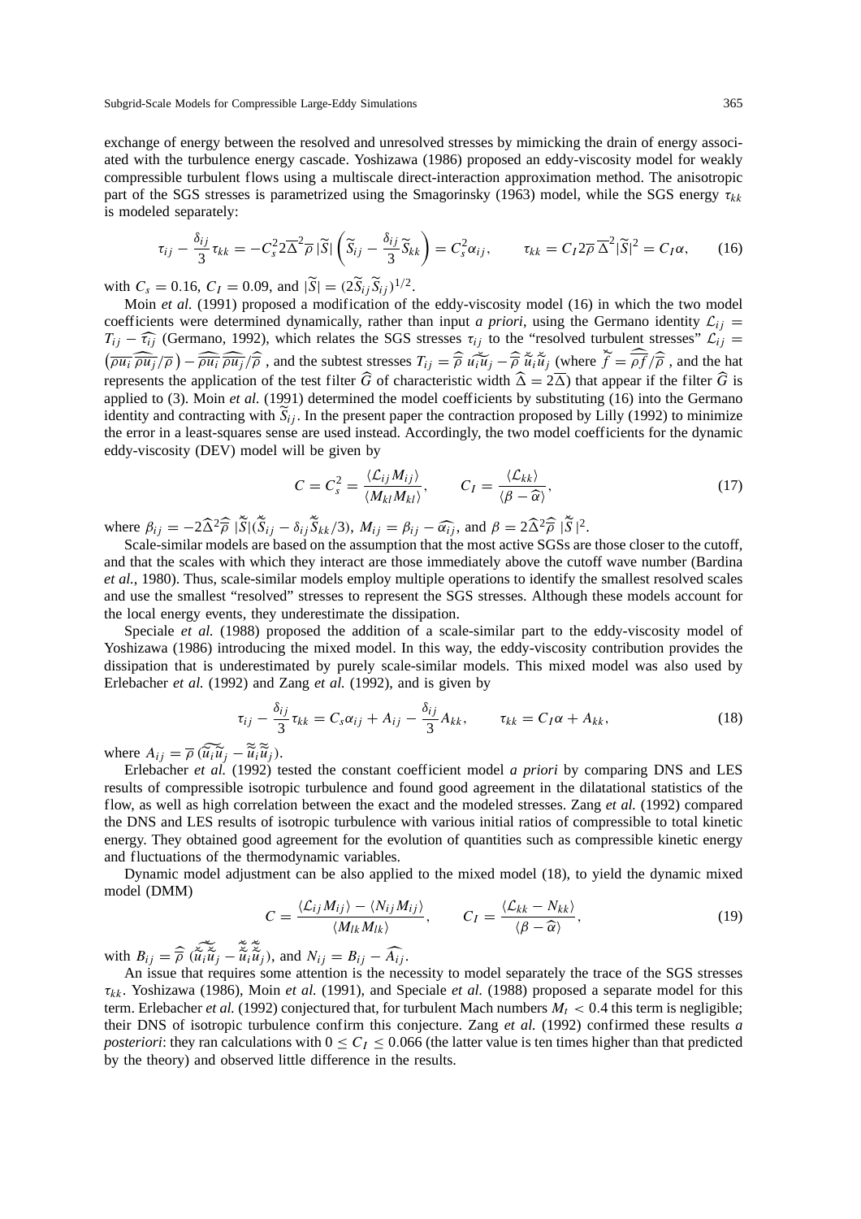exchange of energy between the resolved and unresolved stresses by mimicking the drain of energy associated with the turbulence energy cascade. Yoshizawa (1986) proposed an eddy-viscosity model for weakly compressible turbulent flows using a multiscale direct-interaction approximation method. The anisotropic part of the SGS stresses is parametrized using the Smagorinsky (1963) model, while the SGS energy $\tau_{kk}$ is modeled separately:

$$\tau_{ij} - \frac{\delta_{ij}}{3}\tau_{kk} = -C_s^2 2\overline{\Delta}^2 \overline{\rho}\,|\widetilde{S}|\left(\widetilde{S}_{ij} - \frac{\delta_{ij}}{3}\widetilde{S}_{kk}\right) = C_s^2 \alpha_{ij}, \qquad \tau_{kk} = C_I 2\overline{\rho}\,\overline{\Delta}^2 |\widetilde{S}|^2 = C_I \alpha, \tag{16}$$

with $C_s = 0.16$, $C_I = 0.09$, and $|\widetilde{S}| = (2\widetilde{S}_{ij}\widetilde{S}_{ij})^{1/2}$.

Moin *et al.* (1991) proposed a modification of the eddy-viscosity model (16) in which the two model coefficients were determined dynamically, rather than input *a priori*, using the Germano identity $\mathcal{L}_{ij} = T_{ij} - \widehat{\tau_{ij}}$ (Germano, 1992), which relates the SGS stresses $\tau_{ij}$ to the "resolved turbulent stresses" $\mathcal{L}_{ij} = \left(\widehat{\overline{\rho u_i}\,\overline{\rho u_j}/\overline{\rho}}\right) - \widehat{\overline{\rho u_i}}\,\widehat{\overline{\rho u_j}}/\widehat{\overline{\rho}}$ , and the subtest stresses $T_{ij} = \widehat{\overline{\rho}}\,\widecheck{u_i u_j} - \widehat{\overline{\rho}}\,\widecheck{\widetilde{u}}_i\widecheck{\widetilde{u}}_j$ (where $\widecheck{\widetilde{f}} = \widehat{\overline{\rho f}}/\widehat{\overline{\rho}}$ , and the hat represents the application of the test filter $\widehat{G}$ of characteristic width $\widehat{\Delta} = 2\overline{\Delta}$) that appear if the filter $\widehat{G}$ is applied to (3). Moin *et al.* (1991) determined the model coefficients by substituting (16) into the Germano identity and contracting with $\widetilde{S}_{ij}$. In the present paper the contraction proposed by Lilly (1992) to minimize the error in a least-squares sense are used instead. Accordingly, the two model coefficients for the dynamic eddy-viscosity (DEV) model will be given by

$$C = C_s^2 = \frac{\langle \mathcal{L}_{ij} M_{ij}\rangle}{\langle M_{kl} M_{kl}\rangle}, \qquad C_I = \frac{\langle \mathcal{L}_{kk}\rangle}{\langle \beta - \widehat{\alpha}\rangle}, \tag{17}$$

where $\beta_{ij} = -2\widehat{\Delta}^2 \widehat{\overline{\rho}}\,|\widecheck{\widetilde{S}}|(\widecheck{\widetilde{S}}_{ij} - \delta_{ij}\widecheck{\widetilde{S}}_{kk}/3)$, $M_{ij} = \beta_{ij} - \widehat{\alpha_{ij}}$, and $\beta = 2\widehat{\Delta}^2 \widehat{\overline{\rho}}\,|\widecheck{\widetilde{S}}|^2$.

Scale-similar models are based on the assumption that the most active SGSs are those closer to the cutoff, and that the scales with which they interact are those immediately above the cutoff wave number (Bardina *et al.*, 1980). Thus, scale-similar models employ multiple operations to identify the smallest resolved scales and use the smallest "resolved" stresses to represent the SGS stresses. Although these models account for the local energy events, they underestimate the dissipation.

Speciale *et al.* (1988) proposed the addition of a scale-similar part to the eddy-viscosity model of Yoshizawa (1986) introducing the mixed model. In this way, the eddy-viscosity contribution provides the dissipation that is underestimated by purely scale-similar models. This mixed model was also used by Erlebacher *et al.* (1992) and Zang *et al.* (1992), and is given by

$$\tau_{ij} - \frac{\delta_{ij}}{3}\tau_{kk} = C_s \alpha_{ij} + A_{ij} - \frac{\delta_{ij}}{3} A_{kk}, \qquad \tau_{kk} = C_I \alpha + A_{kk}, \tag{18}$$

where $A_{ij} = \overline{\rho}\,(\widetilde{\widetilde{u}_i\widetilde{u}_j} - \widetilde{\widetilde{u}}_i\widetilde{\widetilde{u}}_j)$.

Erlebacher *et al.* (1992) tested the constant coefficient model *a priori* by comparing DNS and LES results of compressible isotropic turbulence and found good agreement in the dilatational statistics of the flow, as well as high correlation between the exact and the modeled stresses. Zang *et al.* (1992) compared the DNS and LES results of isotropic turbulence with various initial ratios of compressible to total kinetic energy. They obtained good agreement for the evolution of quantities such as compressible kinetic energy and fluctuations of the thermodynamic variables.

Dynamic model adjustment can be also applied to the mixed model (18), to yield the dynamic mixed model (DMM)

$$C = \frac{\langle \mathcal{L}_{ij} M_{ij}\rangle - \langle N_{ij} M_{ij}\rangle}{\langle M_{lk} M_{lk}\rangle}, \qquad C_I = \frac{\langle \mathcal{L}_{kk} - N_{kk}\rangle}{\langle \beta - \widehat{\alpha}\rangle}, \tag{19}$$

with $B_{ij} = \widehat{\overline{\rho}}\,(\widecheck{\widecheck{\widetilde{u}}_i\widecheck{\widetilde{u}}_j} - \widecheck{\widecheck{\widetilde{u}}}_i\widecheck{\widecheck{\widetilde{u}}}_j)$, and $N_{ij} = B_{ij} - \widehat{A_{ij}}$.

An issue that requires some attention is the necessity to model separately the trace of the SGS stresses $\tau_{kk}$. Yoshizawa (1986), Moin *et al.* (1991), and Speciale *et al.* (1988) proposed a separate model for this term. Erlebacher *et al.* (1992) conjectured that, for turbulent Mach numbers $M_t < 0.4$ this term is negligible; their DNS of isotropic turbulence confirm this conjecture. Zang *et al.* (1992) confirmed these results *a posteriori*: they ran calculations with $0 \le C_I \le 0.066$ (the latter value is ten times higher than that predicted by the theory) and observed little difference in the results.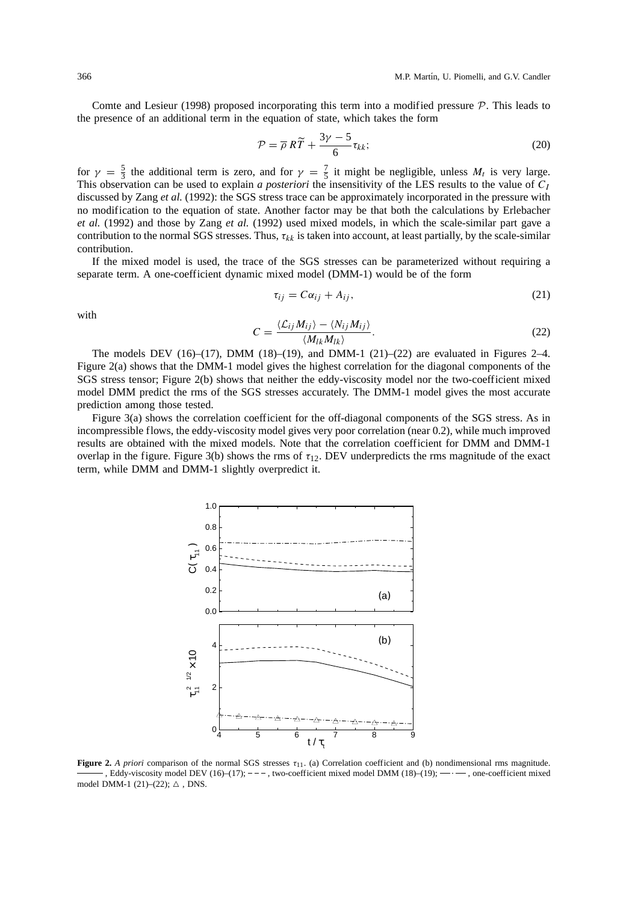Comte and Lesieur (1998) proposed incorporating this term into a modified pressure $\mathcal{P}$. This leads to the presence of an additional term in the equation of state, which takes the form

$$\mathcal{P} = \overline{\rho}\, R\widetilde{T} + \frac{3\gamma - 5}{6}\tau_{kk}; \tag{20}$$

for $\gamma = \frac{5}{3}$ the additional term is zero, and for $\gamma = \frac{7}{5}$ it might be negligible, unless $M_t$ is very large. This observation can be used to explain *a posteriori* the insensitivity of the LES results to the value of $C_I$ discussed by Zang *et al.* (1992): the SGS stress trace can be approximately incorporated in the pressure with no modification to the equation of state. Another factor may be that both the calculations by Erlebacher *et al.* (1992) and those by Zang *et al.* (1992) used mixed models, in which the scale-similar part gave a contribution to the normal SGS stresses. Thus, $\tau_{kk}$ is taken into account, at least partially, by the scale-similar contribution.

If the mixed model is used, the trace of the SGS stresses can be parameterized without requiring a separate term. A one-coefficient dynamic mixed model (DMM-1) would be of the form

$$\tau_{ij} = C\alpha_{ij} + A_{ij}, \tag{21}$$

with

$$C = \frac{\langle \mathcal{L}_{ij} M_{ij}\rangle - \langle N_{ij} M_{ij}\rangle}{\langle M_{lk} M_{lk}\rangle}. \tag{22}$$

The models DEV (16)–(17), DMM (18)–(19), and DMM-1 (21)–(22) are evaluated in Figures 2–4. Figure 2(a) shows that the DMM-1 model gives the highest correlation for the diagonal components of the SGS stress tensor; Figure 2(b) shows that neither the eddy-viscosity model nor the two-coefficient mixed model DMM predict the rms of the SGS stresses accurately. The DMM-1 model gives the most accurate prediction among those tested.

Figure 3(a) shows the correlation coefficient for the off-diagonal components of the SGS stress. As in incompressible flows, the eddy-viscosity model gives very poor correlation (near 0.2), while much improved results are obtained with the mixed models. Note that the correlation coefficient for DMM and DMM-1 overlap in the figure. Figure 3(b) shows the rms of $\tau_{12}$. DEV underpredicts the rms magnitude of the exact term, while DMM and DMM-1 slightly overpredict it.

**Figure 2.** *A priori* comparison of the normal SGS stresses $\tau_{11}$. (a) Correlation coefficient and (b) nondimensional rms magnitude. ——— , Eddy-viscosity model DEV (16)–(17); – – – , two-coefficient mixed model DMM (18)–(19); —·— , one-coefficient mixed model DMM-1 (21)–(22); △ , DNS.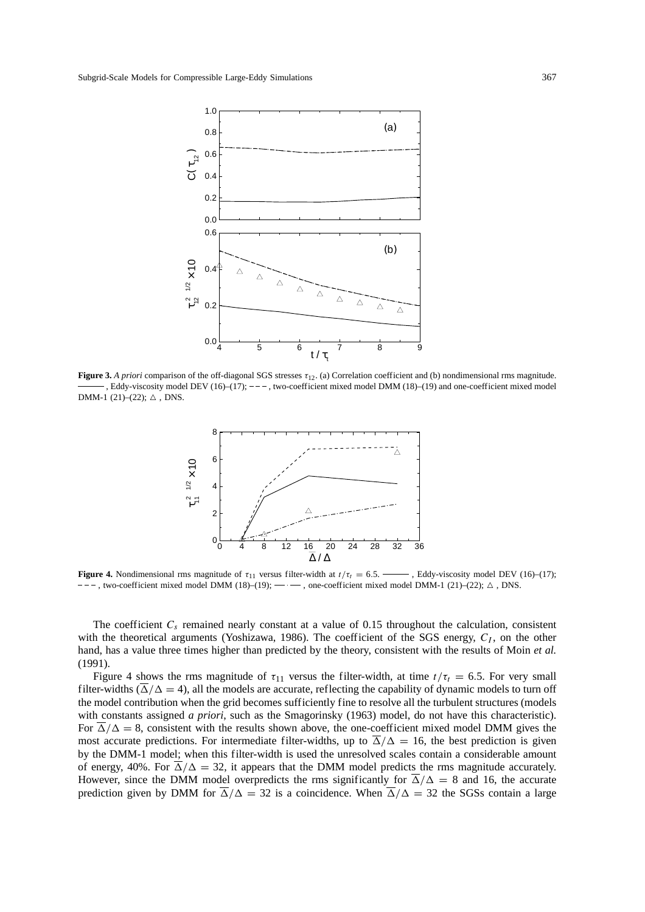**Figure 3.** *A priori* comparison of the off-diagonal SGS stresses $\tau_{12}$. (a) Correlation coefficient and (b) nondimensional rms magnitude. ——— , Eddy-viscosity model DEV (16)–(17); – – – , two-coefficient mixed model DMM (18)–(19) and one-coefficient mixed model DMM-1 (21)–(22); △ , DNS.

**Figure 4.** Nondimensional rms magnitude of $\tau_{11}$ versus filter-width at $t/\tau_t = 6.5$. ——— , Eddy-viscosity model DEV (16)–(17); – – – , two-coefficient mixed model DMM (18)–(19); —·— , one-coefficient mixed model DMM-1 (21)–(22); △ , DNS.

The coefficient $C_s$ remained nearly constant at a value of 0.15 throughout the calculation, consistent with the theoretical arguments (Yoshizawa, 1986). The coefficient of the SGS energy, $C_I$, on the other hand, has a value three times higher than predicted by the theory, consistent with the results of Moin *et al.* (1991).

Figure 4 shows the rms magnitude of $\tau_{11}$ versus the filter-width, at time $t/\tau_t = 6.5$. For very small filter-widths ($\overline{\Delta}/\Delta = 4$), all the models are accurate, reflecting the capability of dynamic models to turn off the model contribution when the grid becomes sufficiently fine to resolve all the turbulent structures (models with constants assigned *a priori*, such as the Smagorinsky (1963) model, do not have this characteristic). For $\overline{\Delta}/\Delta = 8$, consistent with the results shown above, the one-coefficient mixed model DMM gives the most accurate predictions. For intermediate filter-widths, up to $\overline{\Delta}/\Delta = 16$, the best prediction is given by the DMM-1 model; when this filter-width is used the unresolved scales contain a considerable amount of energy, 40%. For $\overline{\Delta}/\Delta = 32$, it appears that the DMM model predicts the rms magnitude accurately. However, since the DMM model overpredicts the rms significantly for $\overline{\Delta}/\Delta = 8$ and 16, the accurate prediction given by DMM for $\overline{\Delta}/\Delta = 32$ is a coincidence. When $\overline{\Delta}/\Delta = 32$ the SGSs contain a large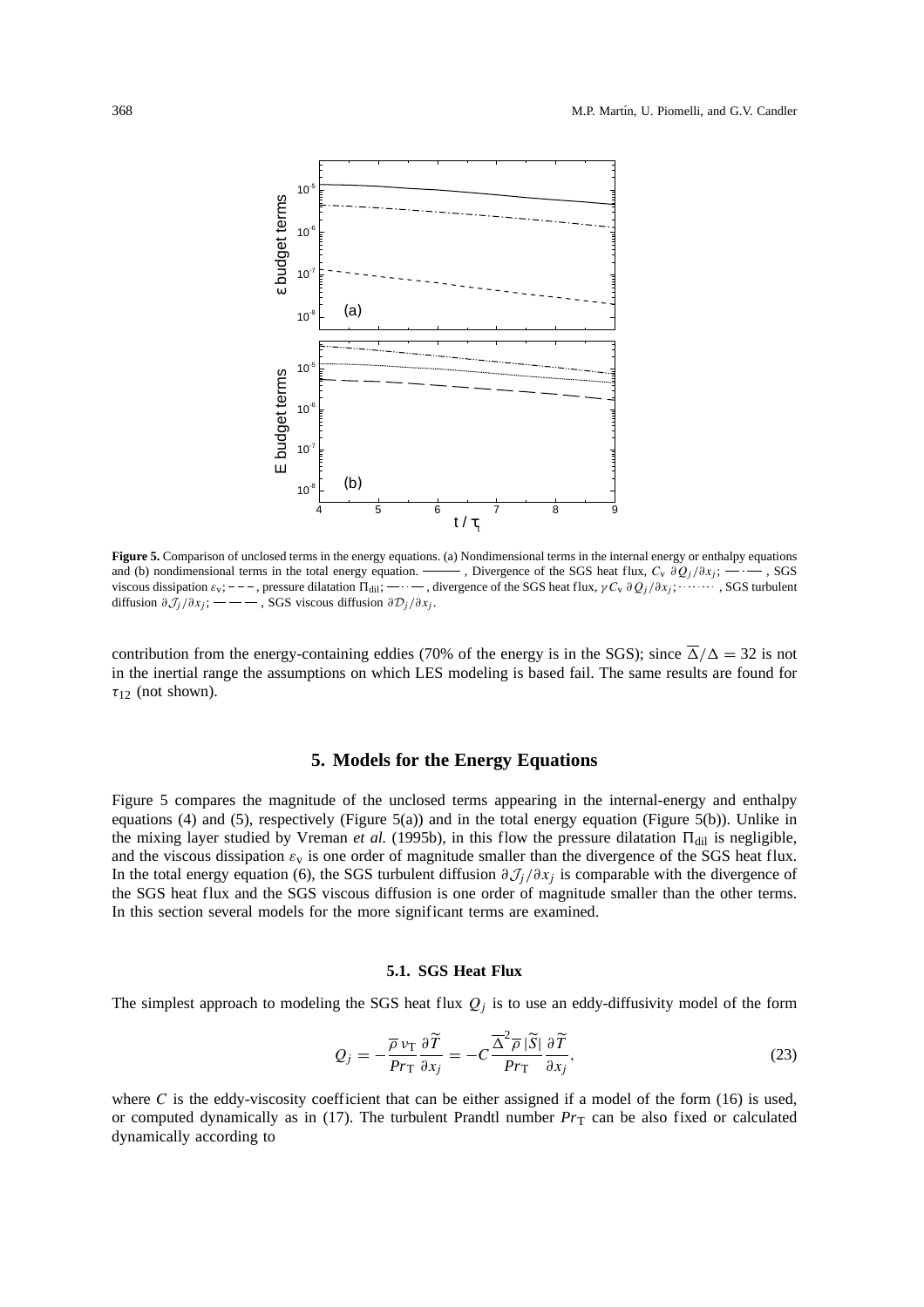**Figure 5.** Comparison of unclosed terms in the energy equations. (a) Nondimensional terms in the internal energy or enthalpy equations and (b) nondimensional terms in the total energy equation. ——— , Divergence of the SGS heat flux, $C_v\, \partial Q_j/\partial x_j$; — · — , SGS viscous dissipation $\varepsilon_v$; - - - , pressure dilatation $\Pi_{dil}$; — · · — , divergence of the SGS heat flux, $\gamma C_v\, \partial Q_j/\partial x_j$; ········ , SGS turbulent diffusion $\partial \mathcal{J}_j/\partial x_j$; — — — , SGS viscous diffusion $\partial \mathcal{D}_j/\partial x_j$.

contribution from the energy-containing eddies (70% of the energy is in the SGS); since $\overline{\Delta}/\Delta = 32$ is not in the inertial range the assumptions on which LES modeling is based fail. The same results are found for $\tau_{12}$ (not shown).

## 5. Models for the Energy Equations

Figure 5 compares the magnitude of the unclosed terms appearing in the internal-energy and enthalpy equations (4) and (5), respectively (Figure 5(a)) and in the total energy equation (Figure 5(b)). Unlike in the mixing layer studied by Vreman *et al.* (1995b), in this flow the pressure dilatation $\Pi_{dil}$ is negligible, and the viscous dissipation $\varepsilon_v$ is one order of magnitude smaller than the divergence of the SGS heat flux. In the total energy equation (6), the SGS turbulent diffusion $\partial \mathcal{J}_j/\partial x_j$ is comparable with the divergence of the SGS heat flux and the SGS viscous diffusion is one order of magnitude smaller than the other terms. In this section several models for the more significant terms are examined.

### 5.1. SGS Heat Flux

The simplest approach to modeling the SGS heat flux $Q_j$ is to use an eddy-diffusivity model of the form

$$Q_j = -\frac{\overline{\rho}\, \nu_T}{Pr_T} \frac{\partial \widetilde{T}}{\partial x_j} = -C \frac{\overline{\Delta}^2 \overline{\rho}\, |\widetilde{S}|}{Pr_T} \frac{\partial \widetilde{T}}{\partial x_j}, \tag{23}$$

where $C$ is the eddy-viscosity coefficient that can be either assigned if a model of the form (16) is used, or computed dynamically as in (17). The turbulent Prandtl number $Pr_T$ can be also fixed or calculated dynamically according to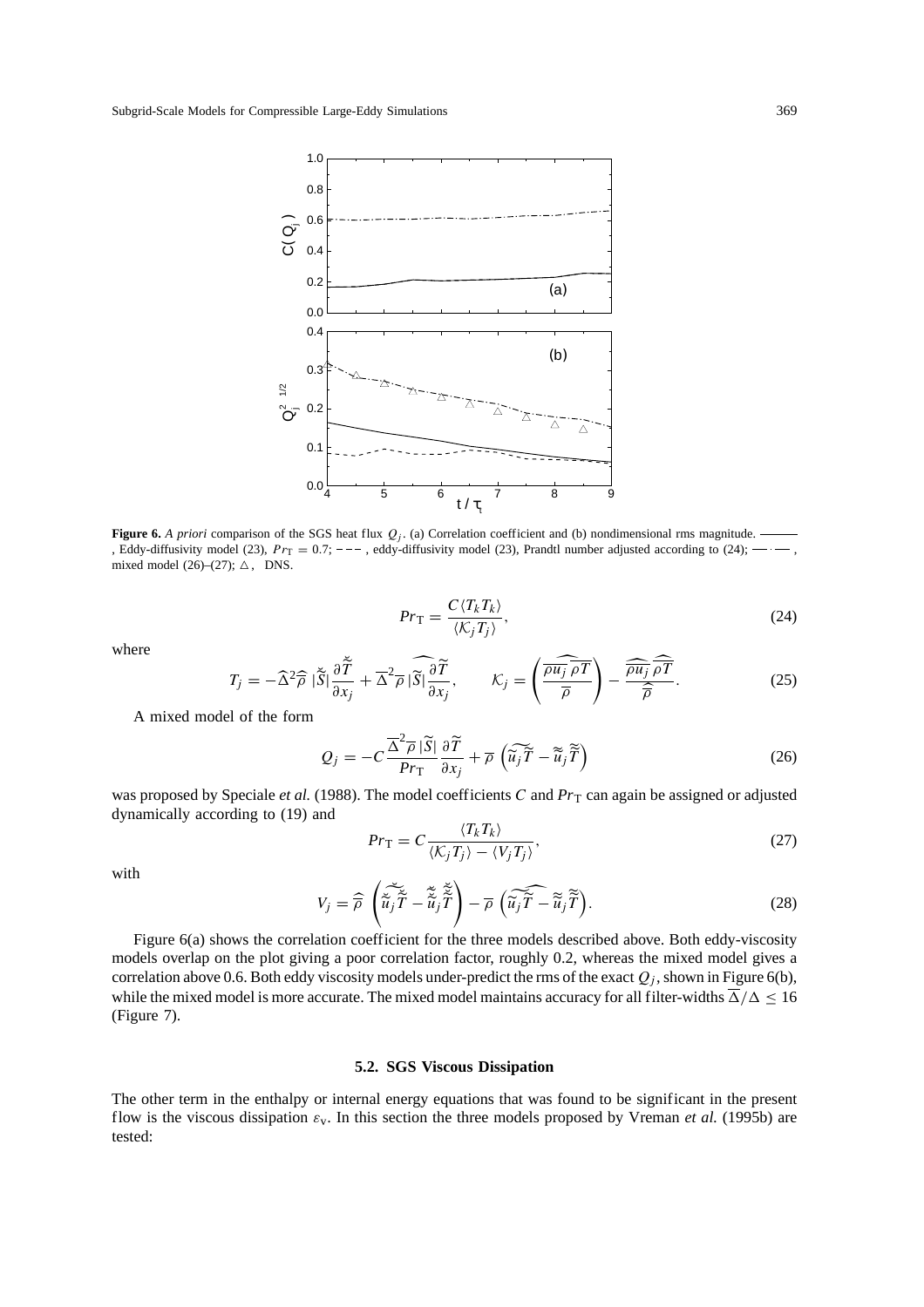**Figure 6.** *A priori* comparison of the SGS heat flux $Q_j$. (a) Correlation coefficient and (b) nondimensional rms magnitude. ——— , Eddy-diffusivity model (23), $Pr_T = 0.7$; – – – , eddy-diffusivity model (23), Prandtl number adjusted according to (24); — · — , mixed model (26)–(27); △ , DNS.

$$Pr_T = \frac{C\langle T_k T_k \rangle}{\langle \mathcal{K}_j T_j \rangle}, \tag{24}$$

where

$$T_j = -\widehat{\Delta}^2 \widehat{\overline{\rho}}\, |\breve{S}| \frac{\partial \breve{\widetilde{T}}}{\partial x_j} + \overline{\Delta}^2 \widehat{\overline{\rho}\, |\widetilde{S}| \frac{\partial \widetilde{T}}{\partial x_j}}, \qquad \mathcal{K}_j = \left( \frac{\widehat{\overline{\rho u_j}\,\overline{\rho T}}}{\overline{\rho}} \right) - \frac{\widehat{\overline{\rho u_j}}\,\widehat{\overline{\rho T}}}{\widehat{\overline{\rho}}}. \tag{25}$$

A mixed model of the form

$$Q_j = -C \frac{\overline{\Delta}^2 \overline{\rho}\, |\widetilde{S}|}{Pr_T} \frac{\partial \widetilde{T}}{\partial x_j} + \overline{\rho} \left( \widetilde{\widetilde{u}_j \widetilde{T}} - \widetilde{\widetilde{u}}_j \widetilde{\widetilde{T}} \right) \tag{26}$$

was proposed by Speciale *et al.* (1988). The model coefficients $C$ and $Pr_T$ can again be assigned or adjusted dynamically according to (19) and

$$Pr_T = C \frac{\langle T_k T_k \rangle}{\langle \mathcal{K}_j T_j \rangle - \langle V_j T_j \rangle}, \tag{27}$$

with

$$V_j = \widehat{\overline{\rho}} \left( \breve{\widetilde{\breve{\widetilde{u}}_j \breve{\widetilde{T}}}} - \breve{\widetilde{\breve{\widetilde{u}}}}_j \breve{\widetilde{\breve{\widetilde{T}}}} \right) - \overline{\rho} \left( \widehat{\widetilde{\widetilde{u}_j \widetilde{T}} - \widetilde{\widetilde{u}}_j \widetilde{\widetilde{T}}} \right). \tag{28}$$

Figure 6(a) shows the correlation coefficient for the three models described above. Both eddy-viscosity models overlap on the plot giving a poor correlation factor, roughly 0.2, whereas the mixed model gives a correlation above 0.6. Both eddy viscosity models under-predict the rms of the exact $Q_j$, shown in Figure 6(b), while the mixed model is more accurate. The mixed model maintains accuracy for all filter-widths $\overline{\Delta}/\Delta \leq 16$ (Figure 7).

### 5.2. SGS Viscous Dissipation

The other term in the enthalpy or internal energy equations that was found to be significant in the present flow is the viscous dissipation $\varepsilon_v$. In this section the three models proposed by Vreman *et al.* (1995b) are tested: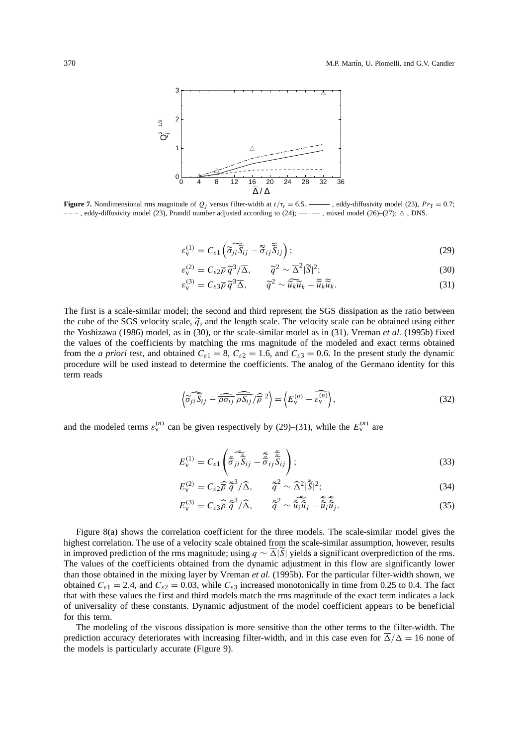**Figure 7.** Nondimensional rms magnitude of $Q_j$ versus filter-width at $t/\tau_t = 6.5$. ——— , eddy-diffusivity model (23), $Pr_T = 0.7$; – – – , eddy-diffusivity model (23), Prandtl number adjusted according to (24); —·— , mixed model (26)–(27); △ , DNS.

$$\varepsilon_v^{(1)} = C_{\varepsilon 1}\left(\widetilde{\widetilde{\sigma}_{ji}\widetilde{S}_{ij}} - \widetilde{\widetilde{\sigma}}_{ij}\widetilde{\widetilde{S}}_{ij}\right); \tag{29}$$

$$\varepsilon_v^{(2)} = C_{\varepsilon 2}\overline{\rho}\,\widetilde{q}^3/\overline{\Delta}, \qquad \widetilde{q}^2 \sim \overline{\Delta}^2|\widetilde{S}|^2; \tag{30}$$

$$\varepsilon_v^{(3)} = C_{\varepsilon 3}\overline{\rho}\,\widetilde{q}^3\overline{\Delta}, \qquad \widetilde{q}^2 \sim \widetilde{\widetilde{u}_k\widetilde{u}_k} - \widetilde{\widetilde{u}}_k\widetilde{\widetilde{u}}_k. \tag{31}$$

The first is a scale-similar model; the second and third represent the SGS dissipation as the ratio between the cube of the SGS velocity scale, $\widetilde{q}$, and the length scale. The velocity scale can be obtained using either the Yoshizawa (1986) model, as in (30), or the scale-similar model as in (31). Vreman *et al.* (1995b) fixed the values of the coefficients by matching the rms magnitude of the modeled and exact terms obtained from the *a priori* test, and obtained $C_{\varepsilon 1} = 8$, $C_{\varepsilon 2} = 1.6$, and $C_{\varepsilon 3} = 0.6$. In the present study the dynamic procedure will be used instead to determine the coefficients. The analog of the Germano identity for this term reads

$$\left\langle \widehat{\widetilde{\sigma}_{ji}\widetilde{S}_{ij}} - \widehat{\overline{\rho}\widetilde{\sigma}_{ij}}\,\widehat{\overline{\rho}\widetilde{S}_{ij}}/\widehat{\overline{\rho}}^{\,2} \right\rangle = \left\langle E_v^{(n)} - \widehat{\varepsilon_v^{(n)}} \right\rangle, \tag{32}$$

and the modeled terms $\varepsilon_v^{(n)}$ can be given respectively by (29)–(31), while the $E_v^{(n)}$ are

$$E_v^{(1)} = C_{\varepsilon 1}\left(\widetilde{\breve{\widetilde{\sigma}}_{ji}\breve{\widetilde{S}}_{ij}} - \breve{\widetilde{\widetilde{\sigma}}}_{ij}\breve{\widetilde{\widetilde{S}}}_{ij}\right); \tag{33}$$

$$E_v^{(2)} = C_{\varepsilon 2}\widehat{\overline{\rho}}\,\breve{q}^3/\widehat{\Delta}, \qquad \breve{q}^2 \sim \widehat{\Delta}^2|\breve{S}|^2; \tag{34}$$

$$E_v^{(3)} = C_{\varepsilon 3}\widehat{\overline{\rho}}\,\breve{q}^3/\widehat{\Delta}, \qquad \breve{q}^2 \sim \widetilde{\breve{\widetilde{u}}_i\breve{\widetilde{u}}_j} - \breve{\widetilde{\widetilde{u}}}_i\breve{\widetilde{\widetilde{u}}}_j. \tag{35}$$

Figure 8(a) shows the correlation coefficient for the three models. The scale-similar model gives the highest correlation. The use of a velocity scale obtained from the scale-similar assumption, however, results in improved prediction of the rms magnitude; using $q \sim \overline{\Delta}|\widetilde{S}|$ yields a significant overprediction of the rms. The values of the coefficients obtained from the dynamic adjustment in this flow are significantly lower than those obtained in the mixing layer by Vreman *et al.* (1995b). For the particular filter-width shown, we obtained $C_{\varepsilon 1} = 2.4$, and $C_{\varepsilon 2} = 0.03$, while $C_{\varepsilon 3}$ increased monotonically in time from 0.25 to 0.4. The fact that with these values the first and third models match the rms magnitude of the exact term indicates a lack of universality of these constants. Dynamic adjustment of the model coefficient appears to be beneficial for this term.

The modeling of the viscous dissipation is more sensitive than the other terms to the filter-width. The prediction accuracy deteriorates with increasing filter-width, and in this case even for $\overline{\Delta}/\Delta = 16$ none of the models is particularly accurate (Figure 9).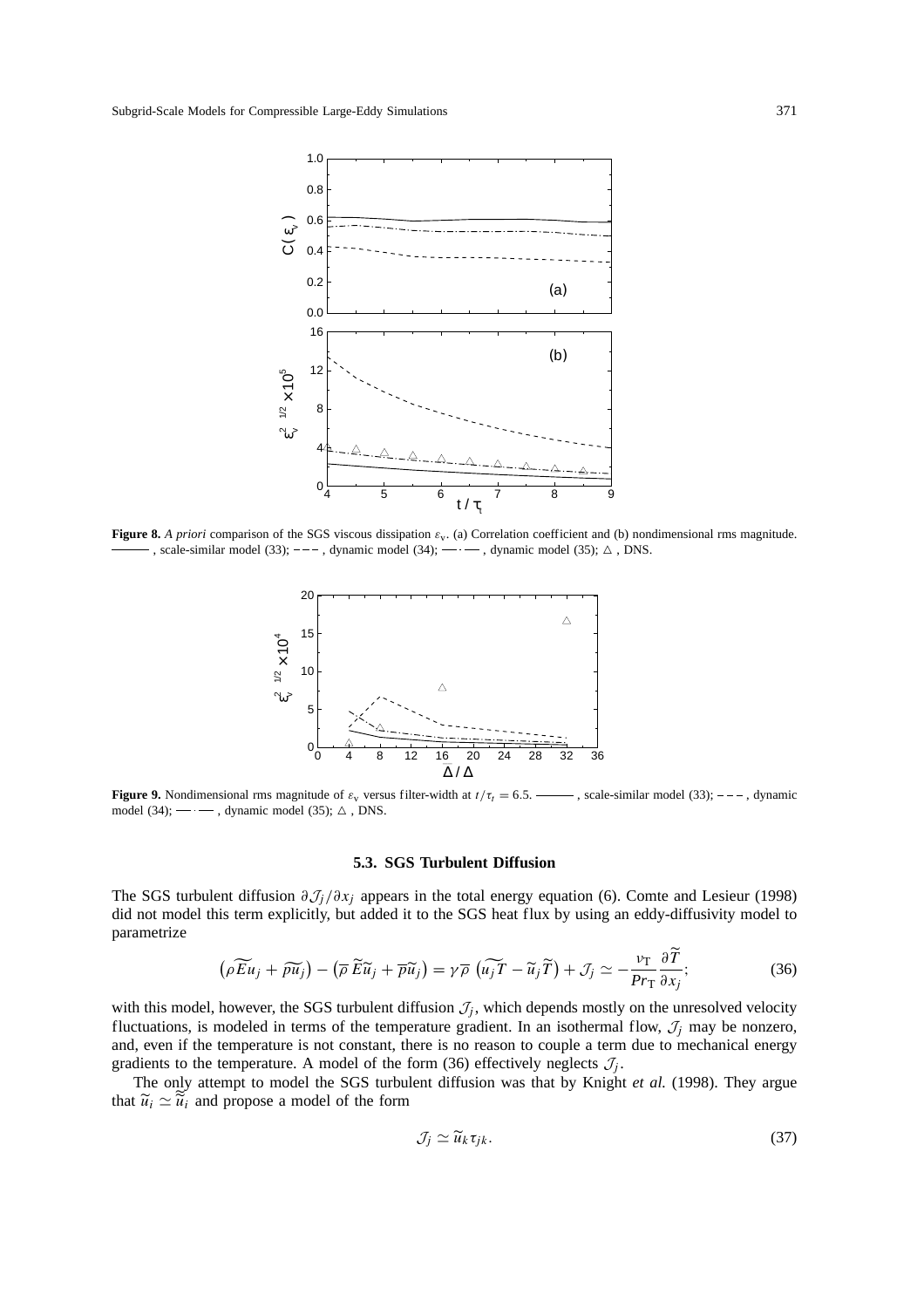**Figure 8.** *A priori* comparison of the SGS viscous dissipation $\varepsilon_v$. (a) Correlation coefficient and (b) nondimensional rms magnitude. ——— , scale-similar model (33); – – – , dynamic model (34); —·— , dynamic model (35); △ , DNS.

**Figure 9.** Nondimensional rms magnitude of $\varepsilon_v$ versus filter-width at $t/\tau_t = 6.5$. ——— , scale-similar model (33); – – – , dynamic model (34); —·— , dynamic model (35); △ , DNS.

### 5.3. SGS Turbulent Diffusion

The SGS turbulent diffusion $\partial \mathcal{J}_j / \partial x_j$ appears in the total energy equation (6). Comte and Lesieur (1998) did not model this term explicitly, but added it to the SGS heat flux by using an eddy-diffusivity model to parametrize

$$\left(\widetilde{\rho E u_j} + \widetilde{p u_j}\right) - \left(\overline{\rho}\, \widetilde{E} \widetilde{u}_j + \overline{p} \widetilde{u}_j\right) = \gamma \overline{\rho} \left(\widetilde{u_j T} - \widetilde{u}_j \widetilde{T}\right) + \mathcal{J}_j \simeq -\frac{\nu_T}{Pr_T} \frac{\partial \widetilde{T}}{\partial x_j}; \tag{36}$$

with this model, however, the SGS turbulent diffusion $\mathcal{J}_j$, which depends mostly on the unresolved velocity fluctuations, is modeled in terms of the temperature gradient. In an isothermal flow, $\mathcal{J}_j$ may be nonzero, and, even if the temperature is not constant, there is no reason to couple a term due to mechanical energy gradients to the temperature. A model of the form (36) effectively neglects $\mathcal{J}_j$.

The only attempt to model the SGS turbulent diffusion was that by Knight *et al.* (1998). They argue that $\widetilde{u}_i \simeq \widetilde{\widetilde{u}}_i$ and propose a model of the form

$$\mathcal{J}_j \simeq \widetilde{u}_k \tau_{jk}. \tag{37}$$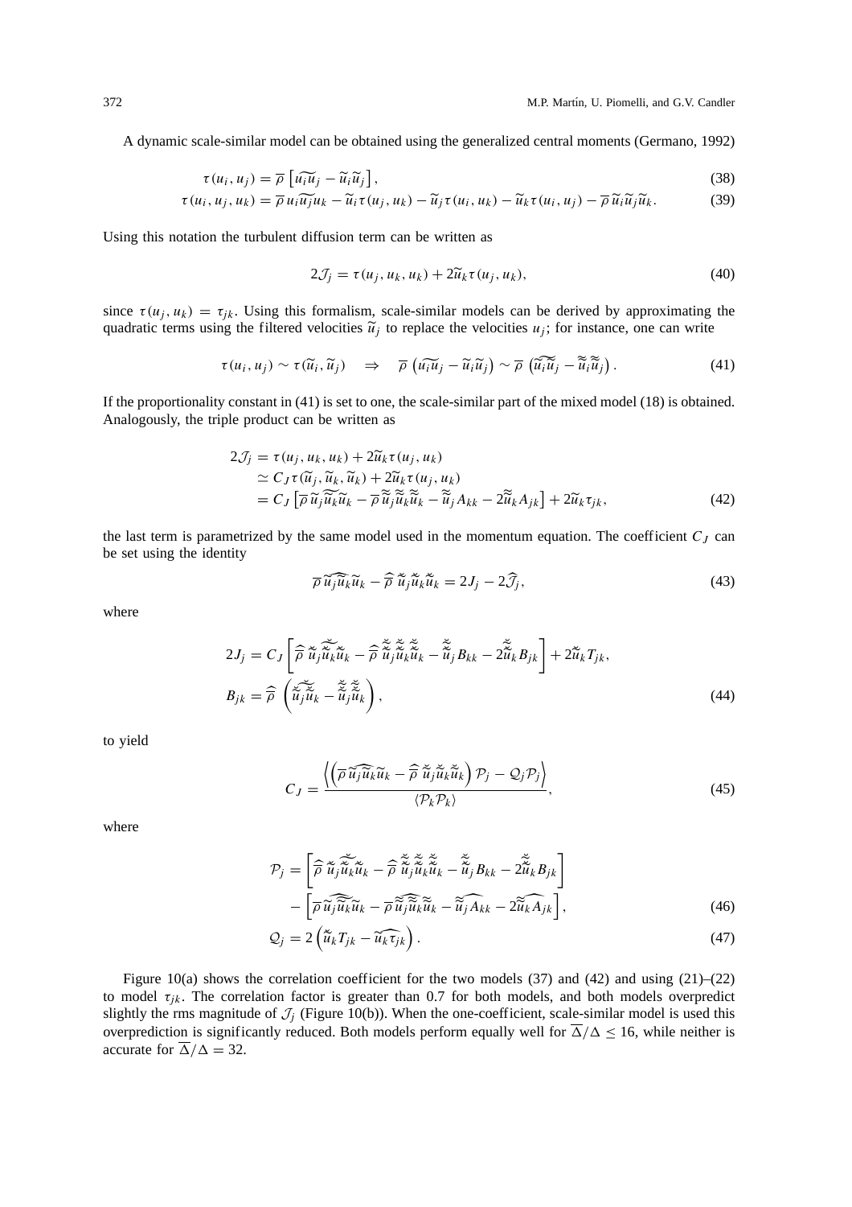A dynamic scale-similar model can be obtained using the generalized central moments (Germano, 1992)

$$\tau(u_i, u_j) = \overline{\rho}\left[\widetilde{u_i u_j} - \widetilde{u}_i \widetilde{u}_j\right], \tag{38}$$

$$\tau(u_i, u_j, u_k) = \overline{\rho}\, \widetilde{u_i u_j u_k} - \widetilde{u}_i \tau(u_j, u_k) - \widetilde{u}_j \tau(u_i, u_k) - \widetilde{u}_k \tau(u_i, u_j) - \overline{\rho}\, \widetilde{u}_i \widetilde{u}_j \widetilde{u}_k. \tag{39}$$

Using this notation the turbulent diffusion term can be written as

$$2\mathcal{J}_j = \tau(u_j, u_k, u_k) + 2\widetilde{u}_k \tau(u_j, u_k), \tag{40}$$

since $\tau(u_j, u_k) = \tau_{jk}$. Using this formalism, scale-similar models can be derived by approximating the quadratic terms using the filtered velocities $\widetilde{u}_j$ to replace the velocities $u_j$; for instance, one can write

$$\tau(u_i, u_j) \sim \tau(\widetilde{u}_i, \widetilde{u}_j) \quad \Rightarrow \quad \overline{\rho}\left(\widetilde{u_i u_j} - \widetilde{u}_i \widetilde{u}_j\right) \sim \overline{\rho}\left(\widetilde{\widetilde{u}_i \widetilde{u}_j} - \widetilde{\widetilde{u}}_i \widetilde{\widetilde{u}}_j\right). \tag{41}$$

If the proportionality constant in (41) is set to one, the scale-similar part of the mixed model (18) is obtained. Analogously, the triple product can be written as

$$\begin{aligned}
2\mathcal{J}_j &= \tau(u_j, u_k, u_k) + 2\widetilde{u}_k \tau(u_j, u_k) \\
&\simeq C_J \tau(\widetilde{u}_j, \widetilde{u}_k, \widetilde{u}_k) + 2\widetilde{u}_k \tau(u_j, u_k) \\
&= C_J\left[\overline{\rho}\, \widetilde{\widetilde{u}_j \widetilde{u}_k \widetilde{u}_k} - \overline{\rho}\, \widetilde{\widetilde{u}}_j \widetilde{\widetilde{u}}_k \widetilde{\widetilde{u}}_k - \widetilde{\widetilde{u}}_j A_{kk} - 2\widetilde{\widetilde{u}}_k A_{jk}\right] + 2\widetilde{u}_k \tau_{jk},
\end{aligned} \tag{42}$$

the last term is parametrized by the same model used in the momentum equation. The coefficient $C_J$ can be set using the identity

$$\overline{\rho}\, \widehat{\widetilde{u}_j \widetilde{u}_k \widetilde{u}_k} - \widehat{\overline{\rho}}\, \breve{\widetilde{u}}_j \breve{\widetilde{u}}_k \breve{\widetilde{u}}_k = 2J_j - 2\widehat{\mathcal{J}}_j, \tag{43}$$

where

$$\begin{aligned}
2J_j &= C_J\left[\widehat{\overline{\rho}}\, \widetilde{\breve{\widetilde{u}}_j \breve{\widetilde{u}}_k \breve{\widetilde{u}}_k} - \widehat{\overline{\rho}}\, \breve{\widetilde{\breve{u}}}_j \breve{\widetilde{\breve{u}}}_k \breve{\widetilde{\breve{u}}}_k - \breve{\widetilde{\breve{u}}}_j B_{kk} - 2\breve{\widetilde{\breve{u}}}_k B_{jk}\right] + 2\breve{\widetilde{u}}_k T_{jk}, \\
B_{jk} &= \widehat{\overline{\rho}}\left(\widetilde{\breve{\widetilde{u}}_j \breve{\widetilde{u}}_k} - \breve{\widetilde{\breve{u}}}_j \breve{\widetilde{\breve{u}}}_k\right),
\end{aligned} \tag{44}$$

to yield

$$C_J = \frac{\left\langle \left(\overline{\rho}\, \widehat{\widetilde{u}_j \widetilde{u}_k \widetilde{u}_k} - \widehat{\overline{\rho}}\, \breve{\widetilde{u}}_j \breve{\widetilde{u}}_k \breve{\widetilde{u}}_k\right) \mathcal{P}_j - \mathcal{Q}_j \mathcal{P}_j \right\rangle}{\langle \mathcal{P}_k \mathcal{P}_k \rangle}, \tag{45}$$

where

$$\begin{aligned}
\mathcal{P}_j &= \left[\widehat{\overline{\rho}}\, \widetilde{\breve{\widetilde{u}}_j \breve{\widetilde{u}}_k \breve{\widetilde{u}}_k} - \widehat{\overline{\rho}}\, \breve{\widetilde{\breve{u}}}_j \breve{\widetilde{\breve{u}}}_k \breve{\widetilde{\breve{u}}}_k - \breve{\widetilde{\breve{u}}}_j B_{kk} - 2\breve{\widetilde{\breve{u}}}_k B_{jk}\right] \\
&\quad - \left[\overline{\rho}\, \widehat{\widetilde{\widetilde{u}_j \widetilde{u}_k \widetilde{u}_k}} - \overline{\rho}\, \widehat{\widetilde{\widetilde{u}}_j \widetilde{\widetilde{u}}_k \widetilde{\widetilde{u}}_k} - \widehat{\widetilde{\widetilde{u}}_j A_{kk}} - 2\widehat{\widetilde{\widetilde{u}}_k A_{jk}}\right],
\end{aligned} \tag{46}$$

$$\mathcal{Q}_j = 2\left(\breve{\widetilde{u}}_k T_{jk} - \widehat{\widetilde{u}_k \tau_{jk}}\right). \tag{47}$$

Figure 10(a) shows the correlation coefficient for the two models (37) and (42) and using (21)–(22) to model $\tau_{jk}$. The correlation factor is greater than 0.7 for both models, and both models overpredict slightly the rms magnitude of $\mathcal{J}_j$ (Figure 10(b)). When the one-coefficient, scale-similar model is used this overprediction is significantly reduced. Both models perform equally well for $\overline{\Delta}/\Delta \leq 16$, while neither is accurate for $\overline{\Delta}/\Delta = 32$.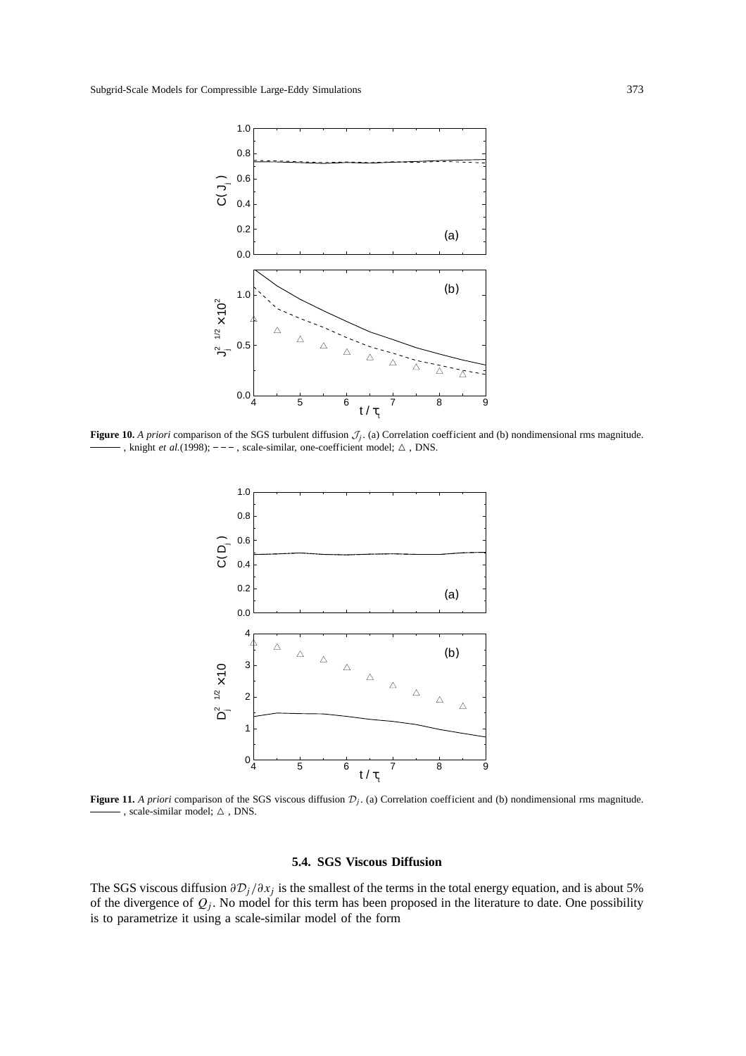**Figure 10.** *A priori* comparison of the SGS turbulent diffusion $\mathcal{J}_j$. (a) Correlation coefficient and (b) nondimensional rms magnitude. ——— , knight *et al.*(1998); – – – , scale-similar, one-coefficient model; △ , DNS.

**Figure 11.** *A priori* comparison of the SGS viscous diffusion $\mathcal{D}_j$. (a) Correlation coefficient and (b) nondimensional rms magnitude. ——— , scale-similar model; △ , DNS.

### 5.4. SGS Viscous Diffusion

The SGS viscous diffusion $\partial\mathcal{D}_j/\partial x_j$ is the smallest of the terms in the total energy equation, and is about 5% of the divergence of $Q_j$. No model for this term has been proposed in the literature to date. One possibility is to parametrize it using a scale-similar model of the form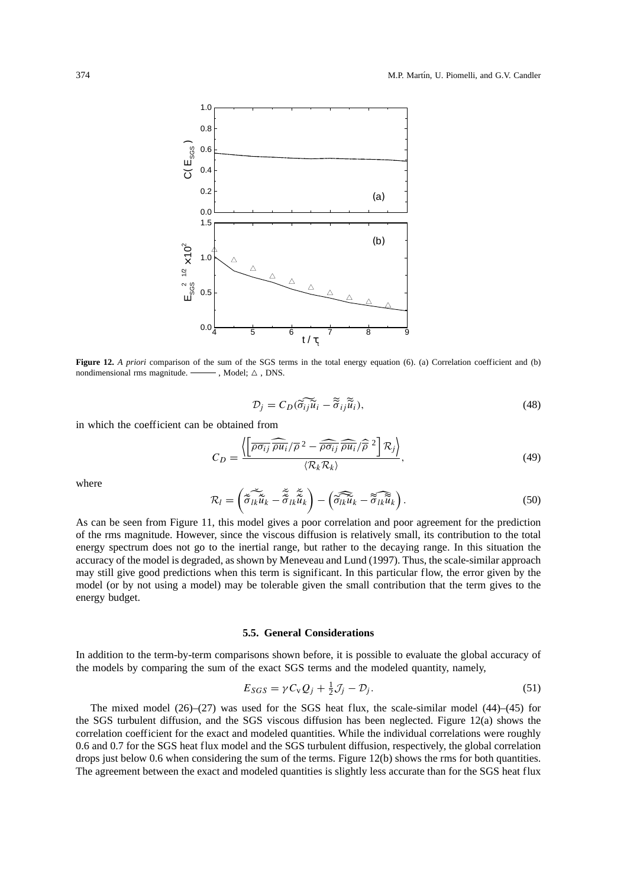**Figure 12.** *A priori* comparison of the sum of the SGS terms in the total energy equation (6). (a) Correlation coefficient and (b) nondimensional rms magnitude. ——— , Model; △ , DNS.

$$\mathcal{D}_j = C_D(\widetilde{\widetilde{\sigma}_{ij}\widetilde{u}_i} - \widetilde{\widetilde{\sigma}}_{ij}\widetilde{\widetilde{u}}_i), \tag{48}$$

in which the coefficient can be obtained from

$$C_D = \frac{\left\langle \left[ \overline{\rho\sigma_{ij}}\,\widehat{\overline{\rho u_i}}/\overline{\rho}^{\,2} - \widehat{\overline{\rho\sigma_{ij}}}\,\widehat{\overline{\rho u_i}}/\widehat{\overline{\rho}}^{\,2} \right] \mathcal{R}_j \right\rangle}{\langle \mathcal{R}_k \mathcal{R}_k \rangle}, \tag{49}$$

where

$$\mathcal{R}_l = \left( \widetilde{\breve{\widetilde{\sigma}}_{lk}\breve{\widetilde{u}}_k} - \breve{\widetilde{\widetilde{\sigma}}}_{lk}\breve{\widetilde{\widetilde{u}}}_k \right) - \left( \widehat{\widetilde{\widetilde{\sigma}_{lk}\widetilde{u}}_k} - \widehat{\widetilde{\widetilde{\sigma}}_{lk}\widetilde{\widetilde{u}}_k} \right). \tag{50}$$

As can be seen from Figure 11, this model gives a poor correlation and poor agreement for the prediction of the rms magnitude. However, since the viscous diffusion is relatively small, its contribution to the total energy spectrum does not go to the inertial range, but rather to the decaying range. In this situation the accuracy of the model is degraded, as shown by Meneveau and Lund (1997). Thus, the scale-similar approach may still give good predictions when this term is significant. In this particular flow, the error given by the model (or by not using a model) may be tolerable given the small contribution that the term gives to the energy budget.

### 5.5. General Considerations

In addition to the term-by-term comparisons shown before, it is possible to evaluate the global accuracy of the models by comparing the sum of the exact SGS terms and the modeled quantity, namely,

$$E_{SGS} = \gamma C_v \mathcal{Q}_j + \tfrac{1}{2}\mathcal{J}_j - \mathcal{D}_j. \tag{51}$$

The mixed model (26)–(27) was used for the SGS heat flux, the scale-similar model (44)–(45) for the SGS turbulent diffusion, and the SGS viscous diffusion has been neglected. Figure 12(a) shows the correlation coefficient for the exact and modeled quantities. While the individual correlations were roughly 0.6 and 0.7 for the SGS heat flux model and the SGS turbulent diffusion, respectively, the global correlation drops just below 0.6 when considering the sum of the terms. Figure 12(b) shows the rms for both quantities. The agreement between the exact and modeled quantities is slightly less accurate than for the SGS heat flux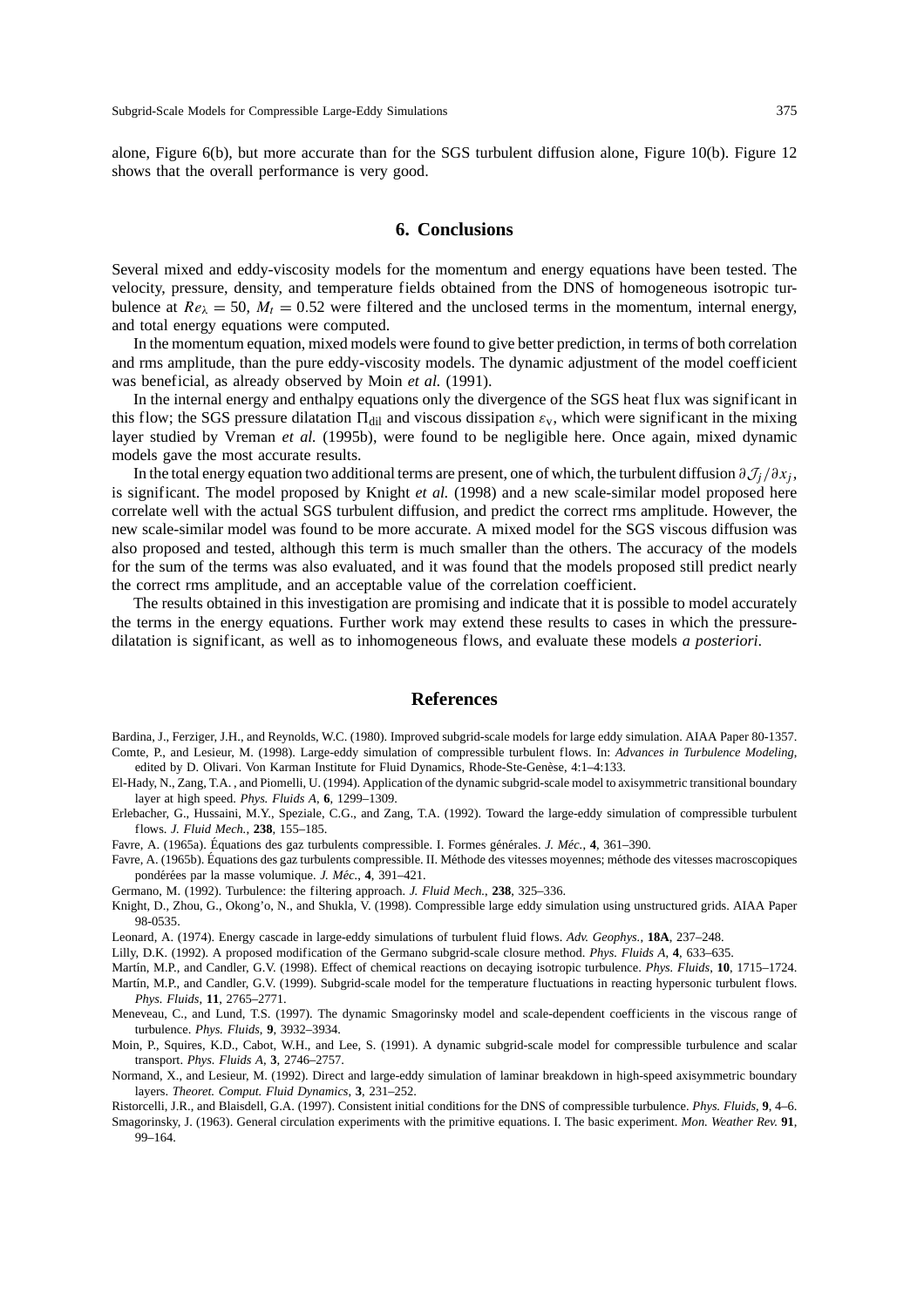alone, Figure 6(b), but more accurate than for the SGS turbulent diffusion alone, Figure 10(b). Figure 12 shows that the overall performance is very good.

## 6. Conclusions

Several mixed and eddy-viscosity models for the momentum and energy equations have been tested. The velocity, pressure, density, and temperature fields obtained from the DNS of homogeneous isotropic turbulence at $Re_\lambda = 50$, $M_t = 0.52$ were filtered and the unclosed terms in the momentum, internal energy, and total energy equations were computed.

In the momentum equation, mixed models were found to give better prediction, in terms of both correlation and rms amplitude, than the pure eddy-viscosity models. The dynamic adjustment of the model coefficient was beneficial, as already observed by Moin *et al.* (1991).

In the internal energy and enthalpy equations only the divergence of the SGS heat flux was significant in this flow; the SGS pressure dilatation $\Pi_{\rm dil}$ and viscous dissipation $\varepsilon_v$, which were significant in the mixing layer studied by Vreman *et al.* (1995b), were found to be negligible here. Once again, mixed dynamic models gave the most accurate results.

In the total energy equation two additional terms are present, one of which, the turbulent diffusion $\partial \mathcal{J}_j/\partial x_j$, is significant. The model proposed by Knight *et al.* (1998) and a new scale-similar model proposed here correlate well with the actual SGS turbulent diffusion, and predict the correct rms amplitude. However, the new scale-similar model was found to be more accurate. A mixed model for the SGS viscous diffusion was also proposed and tested, although this term is much smaller than the others. The accuracy of the models for the sum of the terms was also evaluated, and it was found that the models proposed still predict nearly the correct rms amplitude, and an acceptable value of the correlation coefficient.

The results obtained in this investigation are promising and indicate that it is possible to model accurately the terms in the energy equations. Further work may extend these results to cases in which the pressure-dilatation is significant, as well as to inhomogeneous flows, and evaluate these models *a posteriori*.

## References

Bardina, J., Ferziger, J.H., and Reynolds, W.C. (1980). Improved subgrid-scale models for large eddy simulation. AIAA Paper 80-1357.

Comte, P., and Lesieur, M. (1998). Large-eddy simulation of compressible turbulent flows. In: *Advances in Turbulence Modeling*, edited by D. Olivari. Von Karman Institute for Fluid Dynamics, Rhode-Ste-Genèse, 4:1–4:133.

El-Hady, N., Zang, T.A. , and Piomelli, U. (1994). Application of the dynamic subgrid-scale model to axisymmetric transitional boundary layer at high speed. *Phys. Fluids A*, **6**, 1299–1309.

Erlebacher, G., Hussaini, M.Y., Speziale, C.G., and Zang, T.A. (1992). Toward the large-eddy simulation of compressible turbulent flows. *J. Fluid Mech.*, **238**, 155–185.

Favre, A. (1965a). Équations des gaz turbulents compressible. I. Formes générales. *J. Méc.*, **4**, 361–390.

Favre, A. (1965b). Équations des gaz turbulents compressible. II. Méthode des vitesses moyennes; méthode des vitesses macroscopiques pondérées par la masse volumique. *J. Méc.*, **4**, 391–421.

Germano, M. (1992). Turbulence: the filtering approach. *J. Fluid Mech.*, **238**, 325–336.

Knight, D., Zhou, G., Okong'o, N., and Shukla, V. (1998). Compressible large eddy simulation using unstructured grids. AIAA Paper 98-0535.

Leonard, A. (1974). Energy cascade in large-eddy simulations of turbulent fluid flows. *Adv. Geophys.*, **18A**, 237–248.

Lilly, D.K. (1992). A proposed modification of the Germano subgrid-scale closure method. *Phys. Fluids A*, **4**, 633–635.

Martín, M.P., and Candler, G.V. (1998). Effect of chemical reactions on decaying isotropic turbulence. *Phys. Fluids*, **10**, 1715–1724.

Martín, M.P., and Candler, G.V. (1999). Subgrid-scale model for the temperature fluctuations in reacting hypersonic turbulent flows. *Phys. Fluids*, **11**, 2765–2771.

Meneveau, C., and Lund, T.S. (1997). The dynamic Smagorinsky model and scale-dependent coefficients in the viscous range of turbulence. *Phys. Fluids*, **9**, 3932–3934.

Moin, P., Squires, K.D., Cabot, W.H., and Lee, S. (1991). A dynamic subgrid-scale model for compressible turbulence and scalar transport. *Phys. Fluids A*, **3**, 2746–2757.

Normand, X., and Lesieur, M. (1992). Direct and large-eddy simulation of laminar breakdown in high-speed axisymmetric boundary layers. *Theoret. Comput. Fluid Dynamics*, **3**, 231–252.

Ristorcelli, J.R., and Blaisdell, G.A. (1997). Consistent initial conditions for the DNS of compressible turbulence. *Phys. Fluids*, **9**, 4–6.

Smagorinsky, J. (1963). General circulation experiments with the primitive equations. I. The basic experiment. *Mon. Weather Rev.* **91**, 99–164.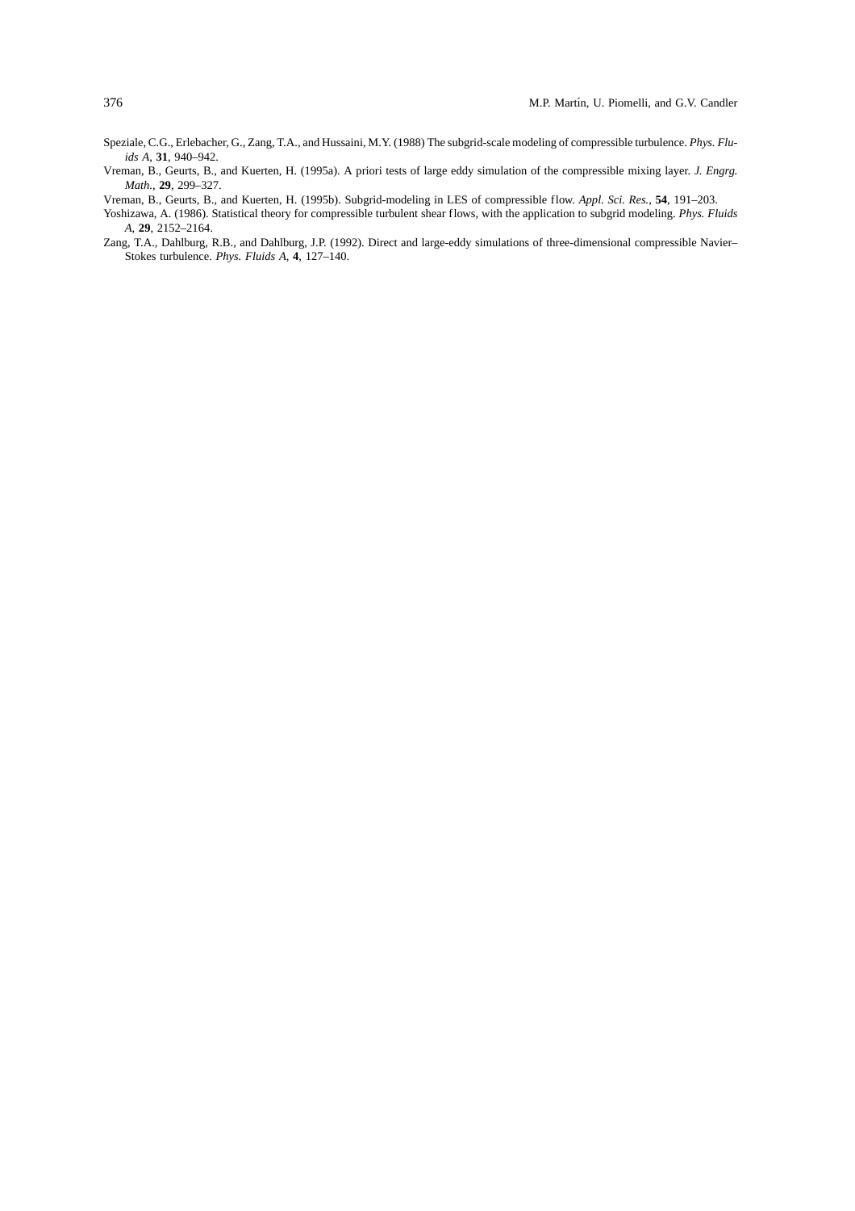Speziale, C.G., Erlebacher, G., Zang, T.A., and Hussaini, M.Y. (1988) The subgrid-scale modeling of compressible turbulence. *Phys. Fluids A*, **31**, 940–942.

Vreman, B., Geurts, B., and Kuerten, H. (1995a). A priori tests of large eddy simulation of the compressible mixing layer. *J. Engrg. Math.*, **29**, 299–327.

Vreman, B., Geurts, B., and Kuerten, H. (1995b). Subgrid-modeling in LES of compressible flow. *Appl. Sci. Res.*, **54**, 191–203.

Yoshizawa, A. (1986). Statistical theory for compressible turbulent shear flows, with the application to subgrid modeling. *Phys. Fluids A*, **29**, 2152–2164.

Zang, T.A., Dahlburg, R.B., and Dahlburg, J.P. (1992). Direct and large-eddy simulations of three-dimensional compressible Navier–Stokes turbulence. *Phys. Fluids A*, **4**, 127–140.